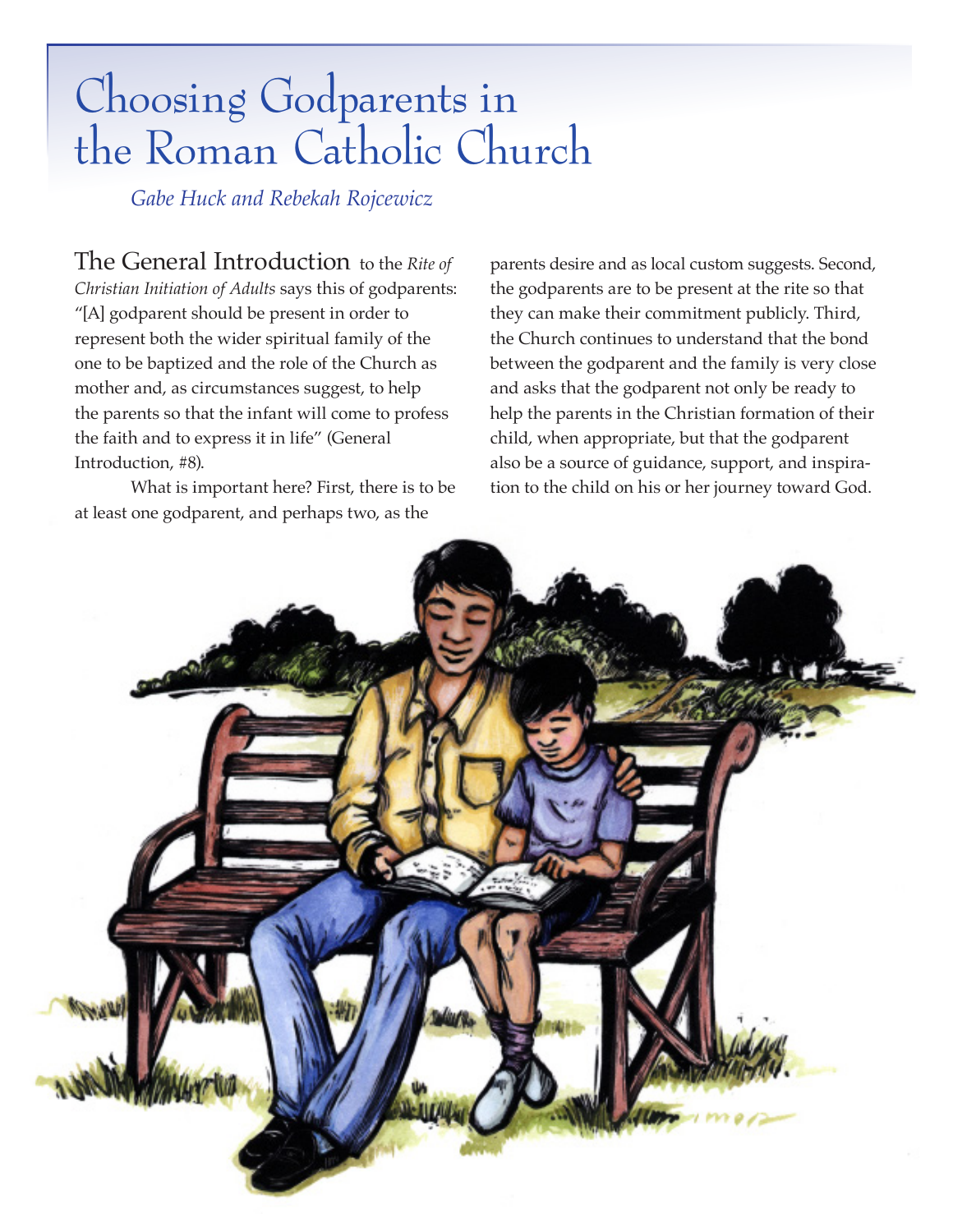# Choosing Godparents in the Roman Catholic Church

*Gabe Huck and Rebekah Rojcewicz*

The General Introduction to the *Rite of Christian Initiation of Adults* says this of godparents: "[A] godparent should be present in order to represent both the wider spiritual family of the one to be baptized and the role of the Church as mother and, as circumstances suggest, to help the parents so that the infant will come to profess the faith and to express it in life" (General Introduction, #8).

What is important here? First, there is to be at least one godparent, and perhaps two, as the parents desire and as local custom suggests. Second, the godparents are to be present at the rite so that they can make their commitment publicly. Third, the Church continues to understand that the bond between the godparent and the family is very close and asks that the godparent not only be ready to help the parents in the Christian formation of their child, when appropriate, but that the godparent also be a source of guidance, support, and inspiration to the child on his or her journey toward God.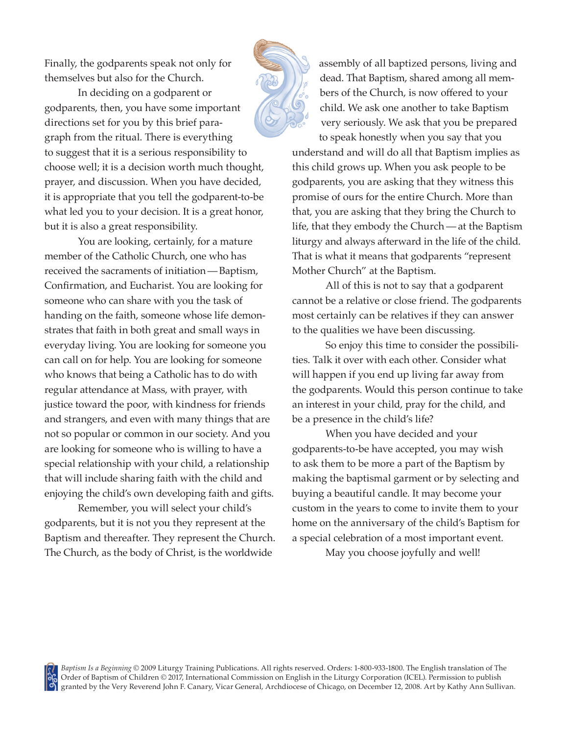Finally, the godparents speak not only for themselves but also for the Church.

In deciding on a godparent or godparents, then, you have some important directions set for you by this brief paragraph from the ritual. There is everything to suggest that it is a serious responsibility to choose well; it is a decision worth much thought, prayer, and discussion. When you have decided, it is appropriate that you tell the godparent-to-be what led you to your decision. It is a great honor, but it is also a great responsibility.

You are looking, certainly, for a mature member of the Catholic Church, one who has received the sacraments of initiation — Baptism, Confirmation, and Eucharist. You are looking for someone who can share with you the task of handing on the faith, someone whose life demonstrates that faith in both great and small ways in everyday living. You are looking for someone you can call on for help. You are looking for someone who knows that being a Catholic has to do with regular attendance at Mass, with prayer, with justice toward the poor, with kindness for friends and strangers, and even with many things that are not so popular or common in our society. And you are looking for someone who is willing to have a special relationship with your child, a relationship that will include sharing faith with the child and enjoying the child's own developing faith and gifts.

Remember, you will select your child's godparents, but it is not you they represent at the Baptism and thereafter. They represent the Church. The Church, as the body of Christ, is the worldwide assembly of all baptized persons, living and dead. That Baptism, shared among all members of the Church, is now offered to your child. We ask one another to take Baptism very seriously. We ask that you be prepared to speak honestly when you say that you understand and will do all that Baptism implies as this child grows up. When you ask people to be godparents, you are asking that they witness this promise of ours for the entire Church. More than that, you are asking that they bring the Church to life, that they embody the Church — at the Baptism liturgy and always afterward in the life of the child. That is what it means that godparents "represent Mother Church" at the Baptism.

All of this is not to say that a godparent cannot be a relative or close friend. The godparents most certainly can be relatives if they can answer to the qualities we have been discussing.

So enjoy this time to consider the possibilities. Talk it over with each other. Consider what will happen if you end up living far away from the godparents. Would this person continue to take an interest in your child, pray for the child, and be a presence in the child's life?

When you have decided and your godparents-to-be have accepted, you may wish to ask them to be more a part of the Baptism by making the baptismal garment or by selecting and buying a beautiful candle. It may become your custom in the years to come to invite them to your home on the anniversary of the child's Baptism for a special celebration of a most important event.

May you choose joyfully and well!

*Baptism Is a Beginning* © 2009 Liturgy Training Publications. All rights reserved. Orders: 1-800-933-1800. The English translation of The Order of Baptism of Children © 2017, International Commission on English in the Liturgy Corporation (ICEL). Permission to publish granted by the Very Reverend John F. Canary, Vicar General, Archdiocese of Chicago, on December 12, 2008. Art by Kathy Ann Sullivan.